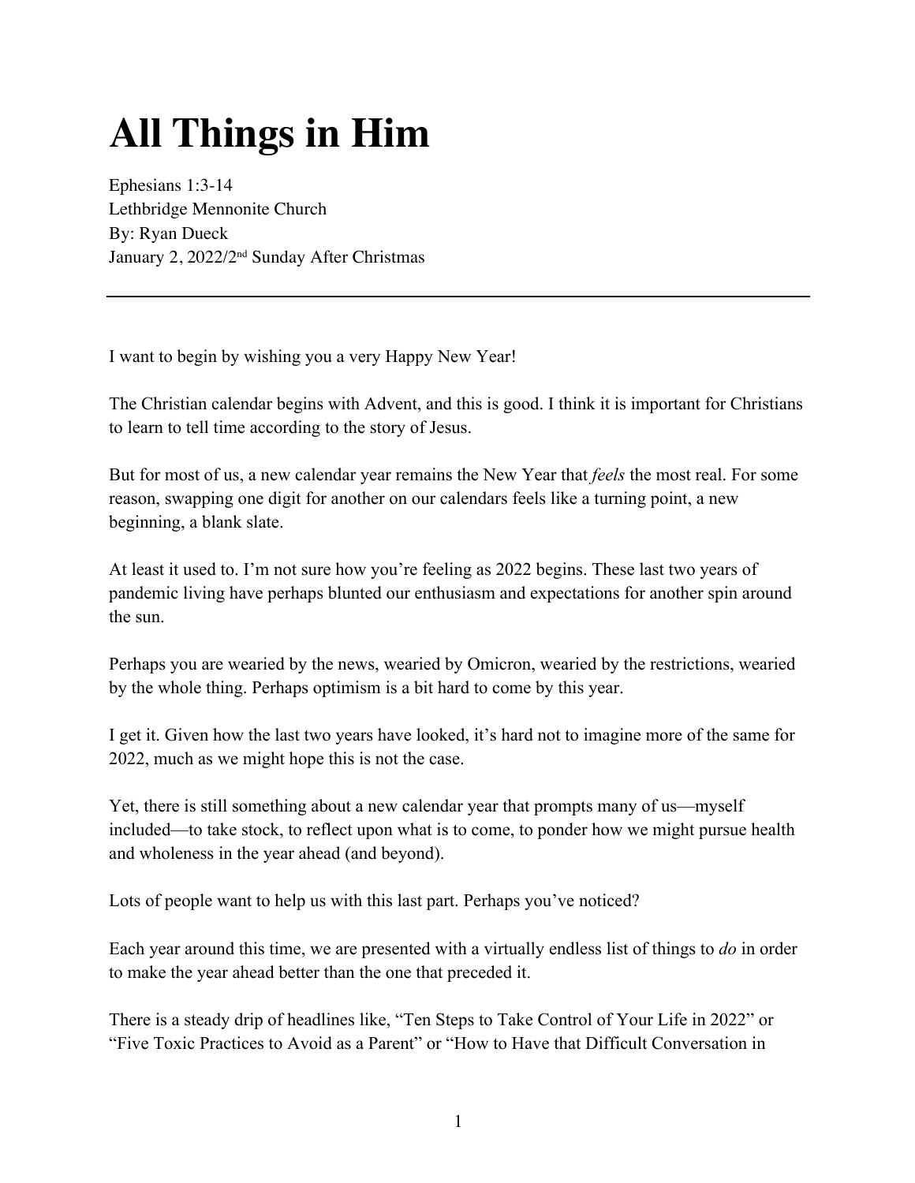# All Things in Him

Ephesians 1:3-14
Lethbridge Mennonite Church
By: Ryan Dueck
January 2, 2022/2nd Sunday After Christmas

---

I want to begin by wishing you a very Happy New Year!

The Christian calendar begins with Advent, and this is good. I think it is important for Christians to learn to tell time according to the story of Jesus.

But for most of us, a new calendar year remains the New Year that *feels* the most real. For some reason, swapping one digit for another on our calendars feels like a turning point, a new beginning, a blank slate.

At least it used to. I'm not sure how you're feeling as 2022 begins. These last two years of pandemic living have perhaps blunted our enthusiasm and expectations for another spin around the sun.

Perhaps you are wearied by the news, wearied by Omicron, wearied by the restrictions, wearied by the whole thing. Perhaps optimism is a bit hard to come by this year.

I get it. Given how the last two years have looked, it's hard not to imagine more of the same for 2022, much as we might hope this is not the case.

Yet, there is still something about a new calendar year that prompts many of us—myself included—to take stock, to reflect upon what is to come, to ponder how we might pursue health and wholeness in the year ahead (and beyond).

Lots of people want to help us with this last part. Perhaps you've noticed?

Each year around this time, we are presented with a virtually endless list of things to *do* in order to make the year ahead better than the one that preceded it.

There is a steady drip of headlines like, "Ten Steps to Take Control of Your Life in 2022" or "Five Toxic Practices to Avoid as a Parent" or "How to Have that Difficult Conversation in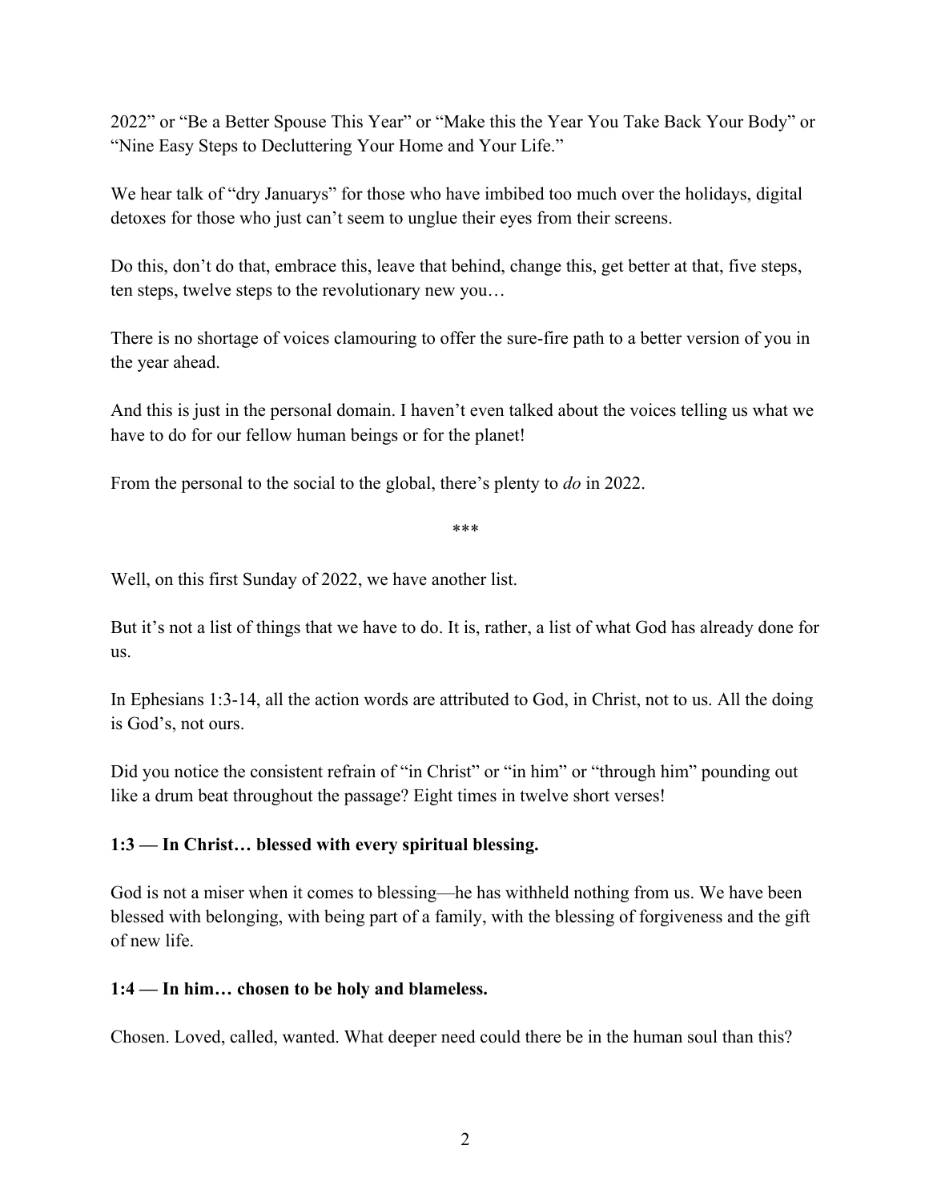2022" or "Be a Better Spouse This Year" or "Make this the Year You Take Back Your Body" or "Nine Easy Steps to Decluttering Your Home and Your Life."

We hear talk of "dry Januarys" for those who have imbibed too much over the holidays, digital detoxes for those who just can't seem to unglue their eyes from their screens.

Do this, don't do that, embrace this, leave that behind, change this, get better at that, five steps, ten steps, twelve steps to the revolutionary new you…

There is no shortage of voices clamouring to offer the sure-fire path to a better version of you in the year ahead.

And this is just in the personal domain. I haven't even talked about the voices telling us what we have to do for our fellow human beings or for the planet!

From the personal to the social to the global, there's plenty to *do* in 2022.

***

Well, on this first Sunday of 2022, we have another list.

But it's not a list of things that we have to do. It is, rather, a list of what God has already done for us.

In Ephesians 1:3-14, all the action words are attributed to God, in Christ, not to us. All the doing is God's, not ours.

Did you notice the consistent refrain of "in Christ" or "in him" or "through him" pounding out like a drum beat throughout the passage? Eight times in twelve short verses!

**1:3 — In Christ… blessed with every spiritual blessing.**

God is not a miser when it comes to blessing—he has withheld nothing from us. We have been blessed with belonging, with being part of a family, with the blessing of forgiveness and the gift of new life.

**1:4 — In him… chosen to be holy and blameless.**

Chosen. Loved, called, wanted. What deeper need could there be in the human soul than this?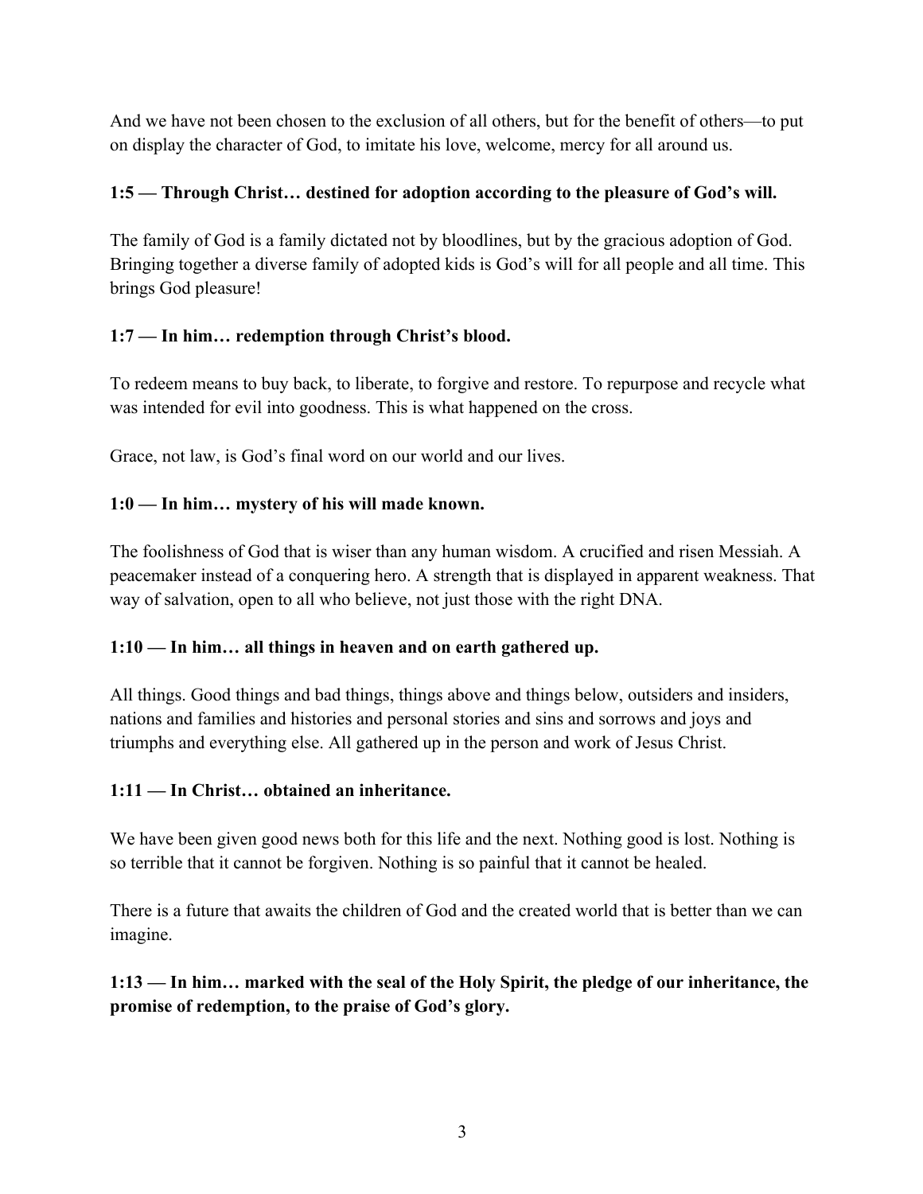And we have not been chosen to the exclusion of all others, but for the benefit of others—to put on display the character of God, to imitate his love, welcome, mercy for all around us.

**1:5 — Through Christ… destined for adoption according to the pleasure of God's will.**

The family of God is a family dictated not by bloodlines, but by the gracious adoption of God. Bringing together a diverse family of adopted kids is God's will for all people and all time. This brings God pleasure!

**1:7 — In him… redemption through Christ's blood.**

To redeem means to buy back, to liberate, to forgive and restore. To repurpose and recycle what was intended for evil into goodness. This is what happened on the cross.

Grace, not law, is God's final word on our world and our lives.

**1:0 — In him… mystery of his will made known.**

The foolishness of God that is wiser than any human wisdom. A crucified and risen Messiah. A peacemaker instead of a conquering hero. A strength that is displayed in apparent weakness. That way of salvation, open to all who believe, not just those with the right DNA.

**1:10 — In him… all things in heaven and on earth gathered up.**

All things. Good things and bad things, things above and things below, outsiders and insiders, nations and families and histories and personal stories and sins and sorrows and joys and triumphs and everything else. All gathered up in the person and work of Jesus Christ.

**1:11 — In Christ… obtained an inheritance.**

We have been given good news both for this life and the next. Nothing good is lost. Nothing is so terrible that it cannot be forgiven. Nothing is so painful that it cannot be healed.

There is a future that awaits the children of God and the created world that is better than we can imagine.

**1:13 — In him… marked with the seal of the Holy Spirit, the pledge of our inheritance, the promise of redemption, to the praise of God's glory.**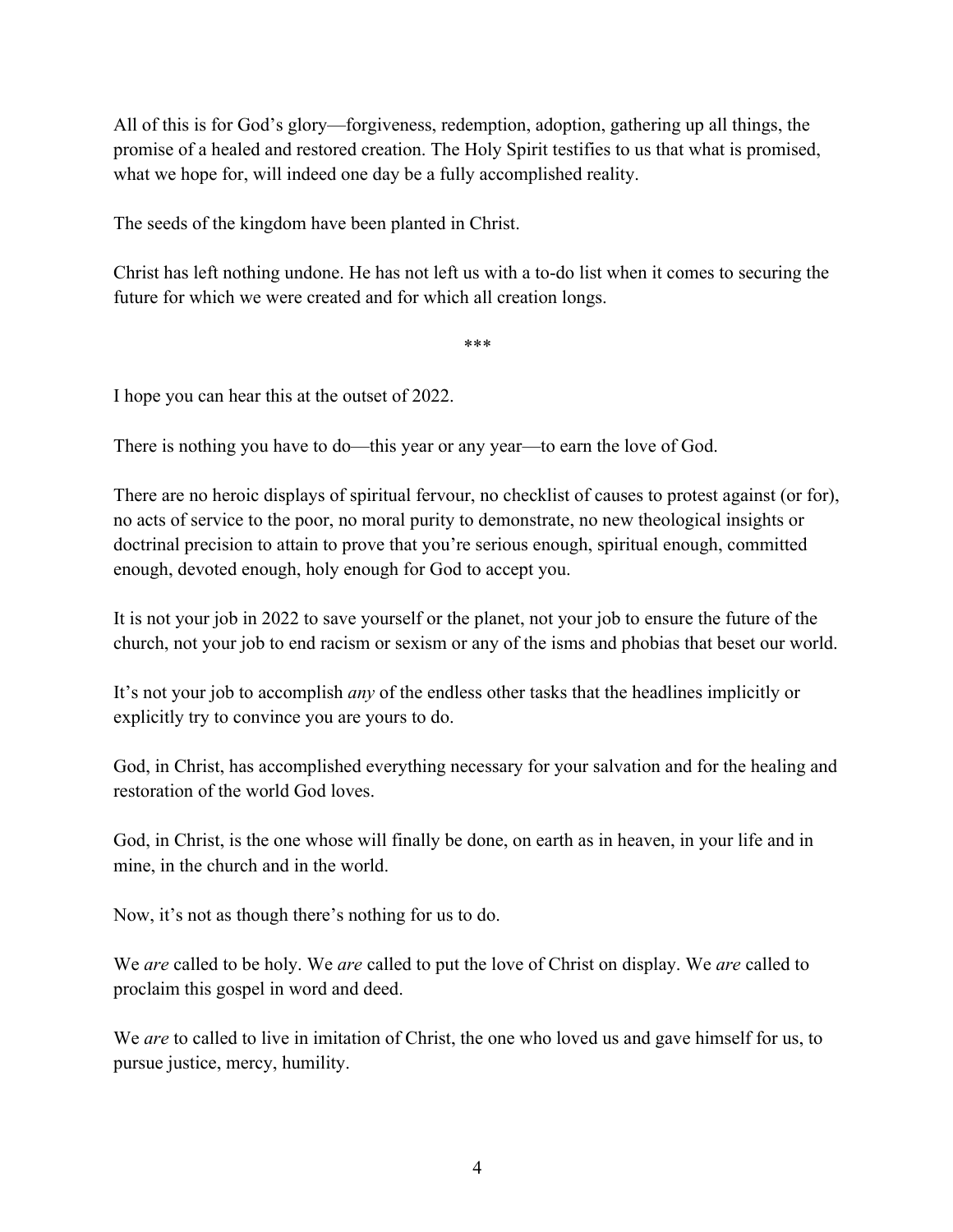All of this is for God's glory—forgiveness, redemption, adoption, gathering up all things, the promise of a healed and restored creation. The Holy Spirit testifies to us that what is promised, what we hope for, will indeed one day be a fully accomplished reality.

The seeds of the kingdom have been planted in Christ.

Christ has left nothing undone. He has not left us with a to-do list when it comes to securing the future for which we were created and for which all creation longs.

***

I hope you can hear this at the outset of 2022.

There is nothing you have to do—this year or any year—to earn the love of God.

There are no heroic displays of spiritual fervour, no checklist of causes to protest against (or for), no acts of service to the poor, no moral purity to demonstrate, no new theological insights or doctrinal precision to attain to prove that you're serious enough, spiritual enough, committed enough, devoted enough, holy enough for God to accept you.

It is not your job in 2022 to save yourself or the planet, not your job to ensure the future of the church, not your job to end racism or sexism or any of the isms and phobias that beset our world.

It's not your job to accomplish *any* of the endless other tasks that the headlines implicitly or explicitly try to convince you are yours to do.

God, in Christ, has accomplished everything necessary for your salvation and for the healing and restoration of the world God loves.

God, in Christ, is the one whose will finally be done, on earth as in heaven, in your life and in mine, in the church and in the world.

Now, it's not as though there's nothing for us to do.

We *are* called to be holy. We *are* called to put the love of Christ on display. We *are* called to proclaim this gospel in word and deed.

We *are* to called to live in imitation of Christ, the one who loved us and gave himself for us, to pursue justice, mercy, humility.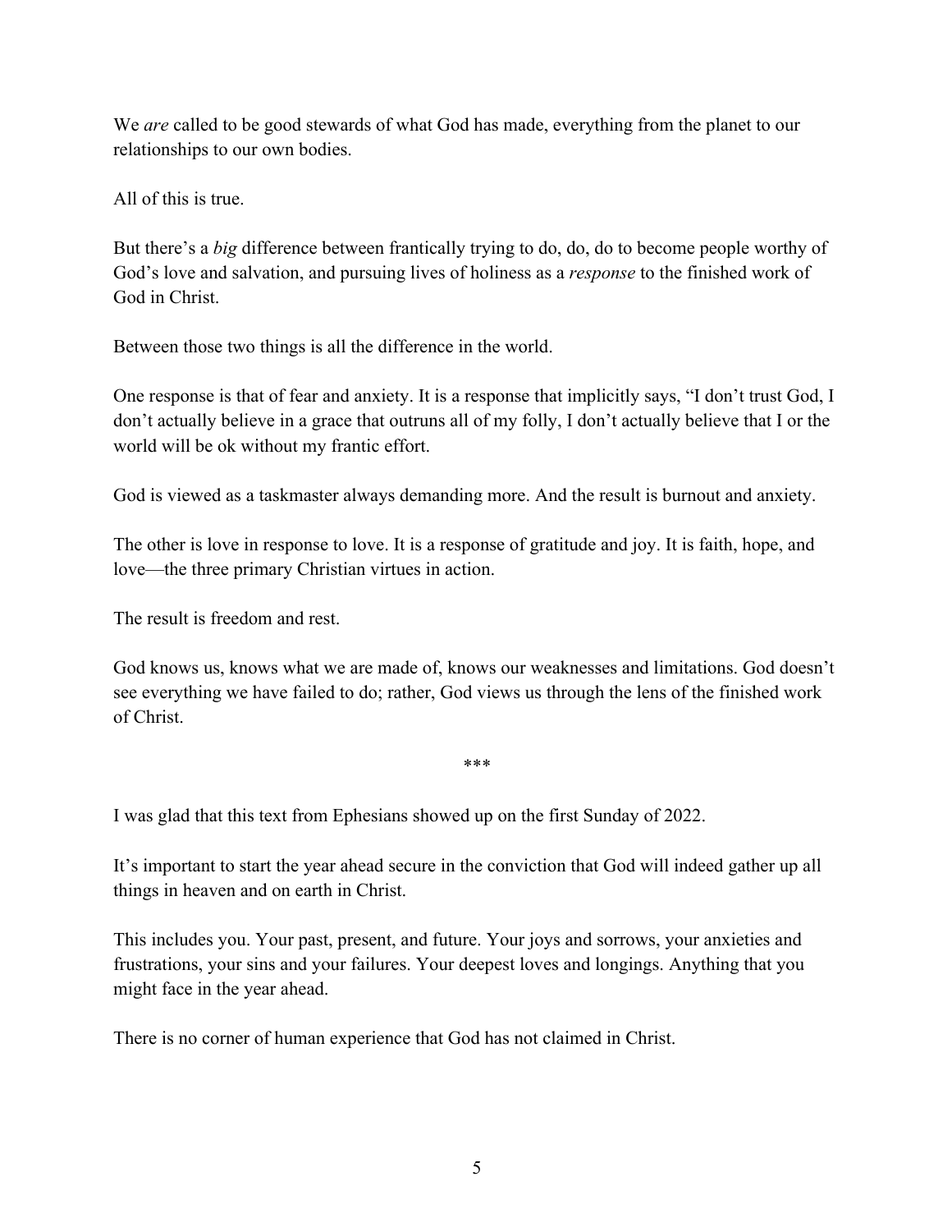We *are* called to be good stewards of what God has made, everything from the planet to our relationships to our own bodies.

All of this is true.

But there's a *big* difference between frantically trying to do, do, do to become people worthy of God's love and salvation, and pursuing lives of holiness as a *response* to the finished work of God in Christ.

Between those two things is all the difference in the world.

One response is that of fear and anxiety. It is a response that implicitly says, "I don't trust God, I don't actually believe in a grace that outruns all of my folly, I don't actually believe that I or the world will be ok without my frantic effort.

God is viewed as a taskmaster always demanding more. And the result is burnout and anxiety.

The other is love in response to love. It is a response of gratitude and joy. It is faith, hope, and love—the three primary Christian virtues in action.

The result is freedom and rest.

God knows us, knows what we are made of, knows our weaknesses and limitations. God doesn't see everything we have failed to do; rather, God views us through the lens of the finished work of Christ.

***

I was glad that this text from Ephesians showed up on the first Sunday of 2022.

It's important to start the year ahead secure in the conviction that God will indeed gather up all things in heaven and on earth in Christ.

This includes you. Your past, present, and future. Your joys and sorrows, your anxieties and frustrations, your sins and your failures. Your deepest loves and longings. Anything that you might face in the year ahead.

There is no corner of human experience that God has not claimed in Christ.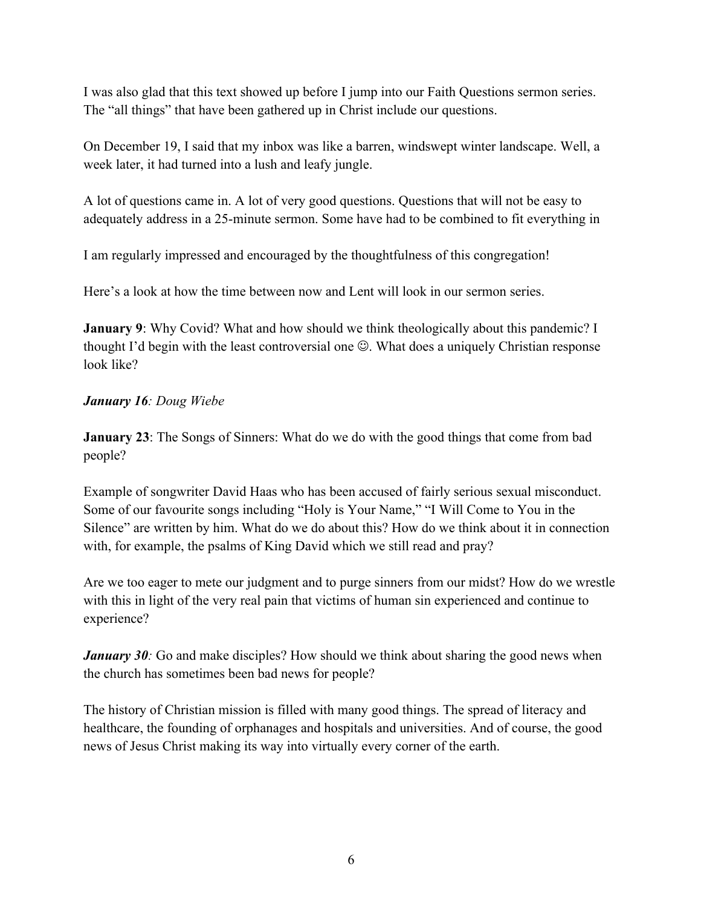I was also glad that this text showed up before I jump into our Faith Questions sermon series. The "all things" that have been gathered up in Christ include our questions.

On December 19, I said that my inbox was like a barren, windswept winter landscape. Well, a week later, it had turned into a lush and leafy jungle.

A lot of questions came in. A lot of very good questions. Questions that will not be easy to adequately address in a 25-minute sermon. Some have had to be combined to fit everything in

I am regularly impressed and encouraged by the thoughtfulness of this congregation!

Here's a look at how the time between now and Lent will look in our sermon series.

**January 9**: Why Covid? What and how should we think theologically about this pandemic? I thought I'd begin with the least controversial one ☺. What does a uniquely Christian response look like?

***January 16**: Doug Wiebe*

**January 23**: The Songs of Sinners: What do we do with the good things that come from bad people?

Example of songwriter David Haas who has been accused of fairly serious sexual misconduct. Some of our favourite songs including "Holy is Your Name," "I Will Come to You in the Silence" are written by him. What do we do about this? How do we think about it in connection with, for example, the psalms of King David which we still read and pray?

Are we too eager to mete our judgment and to purge sinners from our midst? How do we wrestle with this in light of the very real pain that victims of human sin experienced and continue to experience?

***January 30**:* Go and make disciples? How should we think about sharing the good news when the church has sometimes been bad news for people?

The history of Christian mission is filled with many good things. The spread of literacy and healthcare, the founding of orphanages and hospitals and universities. And of course, the good news of Jesus Christ making its way into virtually every corner of the earth.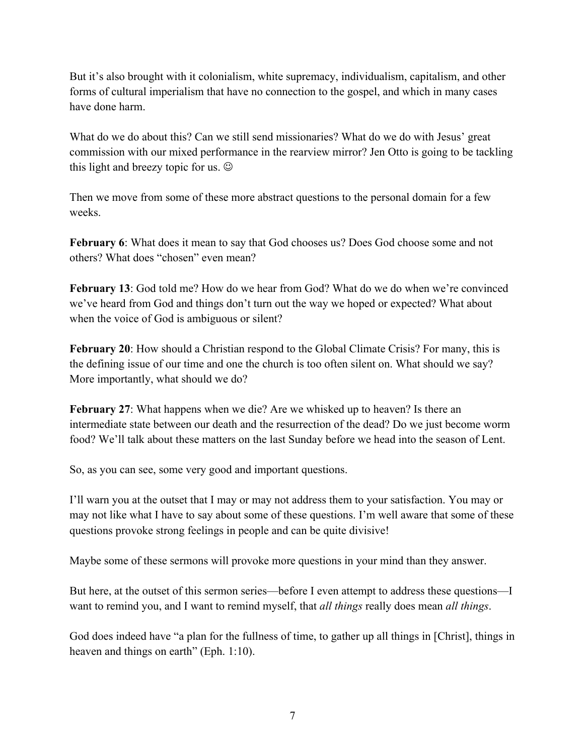But it's also brought with it colonialism, white supremacy, individualism, capitalism, and other forms of cultural imperialism that have no connection to the gospel, and which in many cases have done harm.

What do we do about this? Can we still send missionaries? What do we do with Jesus' great commission with our mixed performance in the rearview mirror? Jen Otto is going to be tackling this light and breezy topic for us. ☺

Then we move from some of these more abstract questions to the personal domain for a few weeks.

**February 6**: What does it mean to say that God chooses us? Does God choose some and not others? What does "chosen" even mean?

**February 13**: God told me? How do we hear from God? What do we do when we're convinced we've heard from God and things don't turn out the way we hoped or expected? What about when the voice of God is ambiguous or silent?

**February 20**: How should a Christian respond to the Global Climate Crisis? For many, this is the defining issue of our time and one the church is too often silent on. What should we say? More importantly, what should we do?

**February 27**: What happens when we die? Are we whisked up to heaven? Is there an intermediate state between our death and the resurrection of the dead? Do we just become worm food? We'll talk about these matters on the last Sunday before we head into the season of Lent.

So, as you can see, some very good and important questions.

I'll warn you at the outset that I may or may not address them to your satisfaction. You may or may not like what I have to say about some of these questions. I'm well aware that some of these questions provoke strong feelings in people and can be quite divisive!

Maybe some of these sermons will provoke more questions in your mind than they answer.

But here, at the outset of this sermon series—before I even attempt to address these questions—I want to remind you, and I want to remind myself, that *all things* really does mean *all things*.

God does indeed have "a plan for the fullness of time, to gather up all things in [Christ], things in heaven and things on earth" (Eph. 1:10).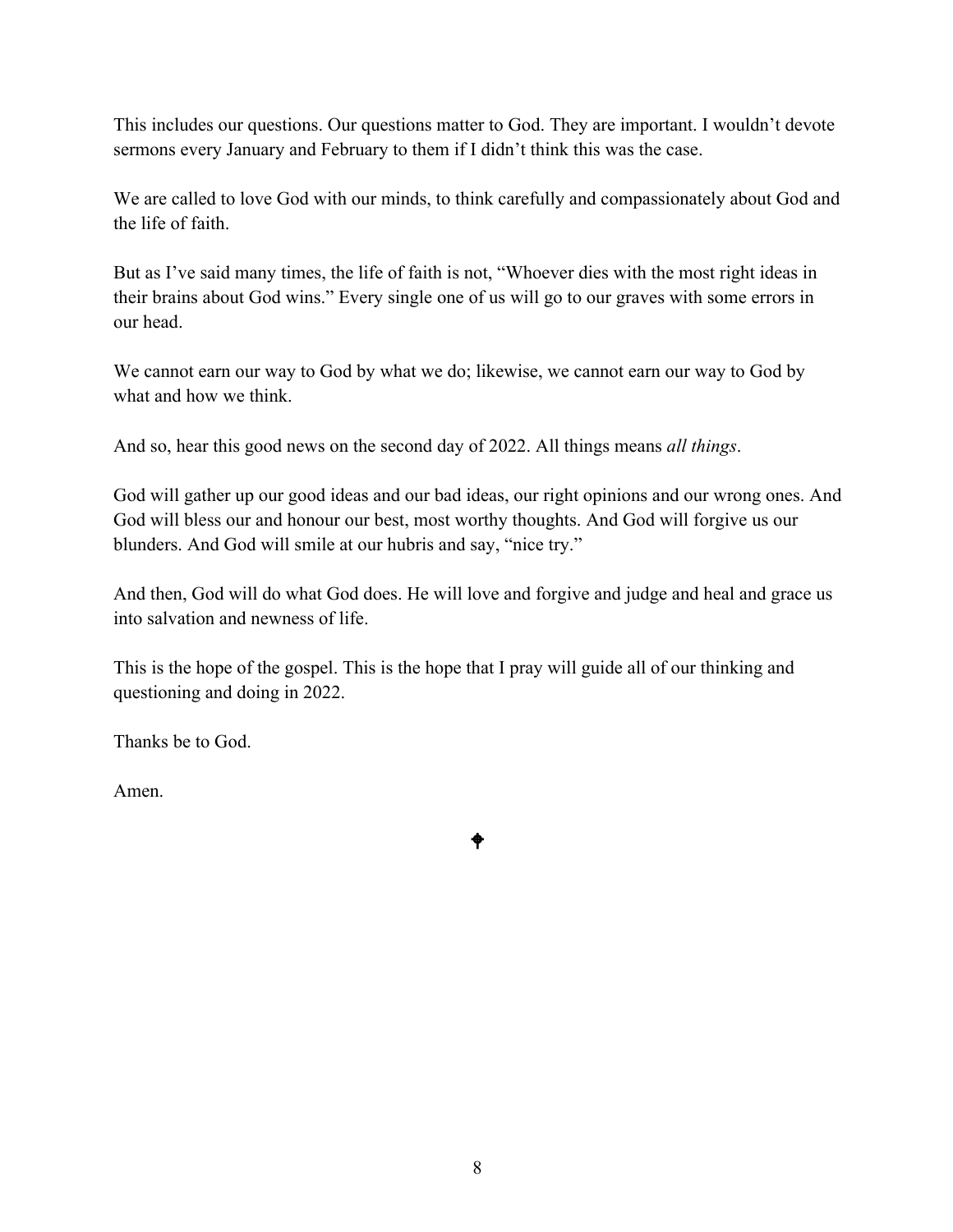This includes our questions. Our questions matter to God. They are important. I wouldn't devote sermons every January and February to them if I didn't think this was the case.

We are called to love God with our minds, to think carefully and compassionately about God and the life of faith.

But as I've said many times, the life of faith is not, "Whoever dies with the most right ideas in their brains about God wins." Every single one of us will go to our graves with some errors in our head.

We cannot earn our way to God by what we do; likewise, we cannot earn our way to God by what and how we think.

And so, hear this good news on the second day of 2022. All things means *all things*.

God will gather up our good ideas and our bad ideas, our right opinions and our wrong ones. And God will bless our and honour our best, most worthy thoughts. And God will forgive us our blunders. And God will smile at our hubris and say, "nice try."

And then, God will do what God does. He will love and forgive and judge and heal and grace us into salvation and newness of life.

This is the hope of the gospel. This is the hope that I pray will guide all of our thinking and questioning and doing in 2022.

Thanks be to God.

Amen.

✥